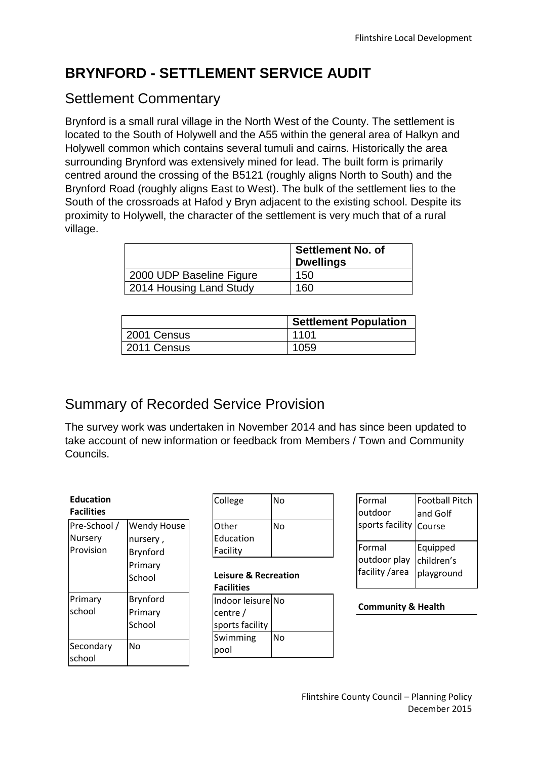# BRYNFORD - SETTLEMENT SERVICE AUDIT

## Settlement Commentary

Brynford is a small rural village in the North West of the County. The settlement is located to the South of Holywell and the A55 within the general area of Halkyn and Holywell common which contains several tumuli and cairns. Historically the area surrounding Brynford was extensively mined for lead. The built form is primarily centred around the crossing of the B5121 (roughly aligns North to South) and the Brynford Road (roughly aligns East to West). The bulk of the settlement lies to the South of the crossroads at Hafod y Bryn adjacent to the existing school. Despite its proximity to Holywell, the character of the settlement is very much that of a rural village.

| | Settlement No. of Dwellings |
|---|---|
| 2000 UDP Baseline Figure | 150 |
| 2014 Housing Land Study | 160 |

| | Settlement Population |
|---|---|
| 2001 Census | 1101 |
| 2011 Census | 1059 |

## Summary of Recorded Service Provision

The survey work was undertaken in November 2014 and has since been updated to take account of new information or feedback from Members / Town and Community Councils.

**Education Facilities**

| | |
|---|---|
| Pre-School / Nursery Provision | Wendy House nursery , Brynford Primary School |
| Primary school | Brynford Primary School |
| Secondary school | No |
| College | No |
| Other Education Facility | No |

**Leisure & Recreation Facilities**

| | |
|---|---|
| Indoor leisure centre / sports facility | No |
| Swimming pool | No |
| Formal outdoor sports facility | Football Pitch and Golf Course |
| Formal outdoor play facility /area | Equipped children's playground |

**Community & Health**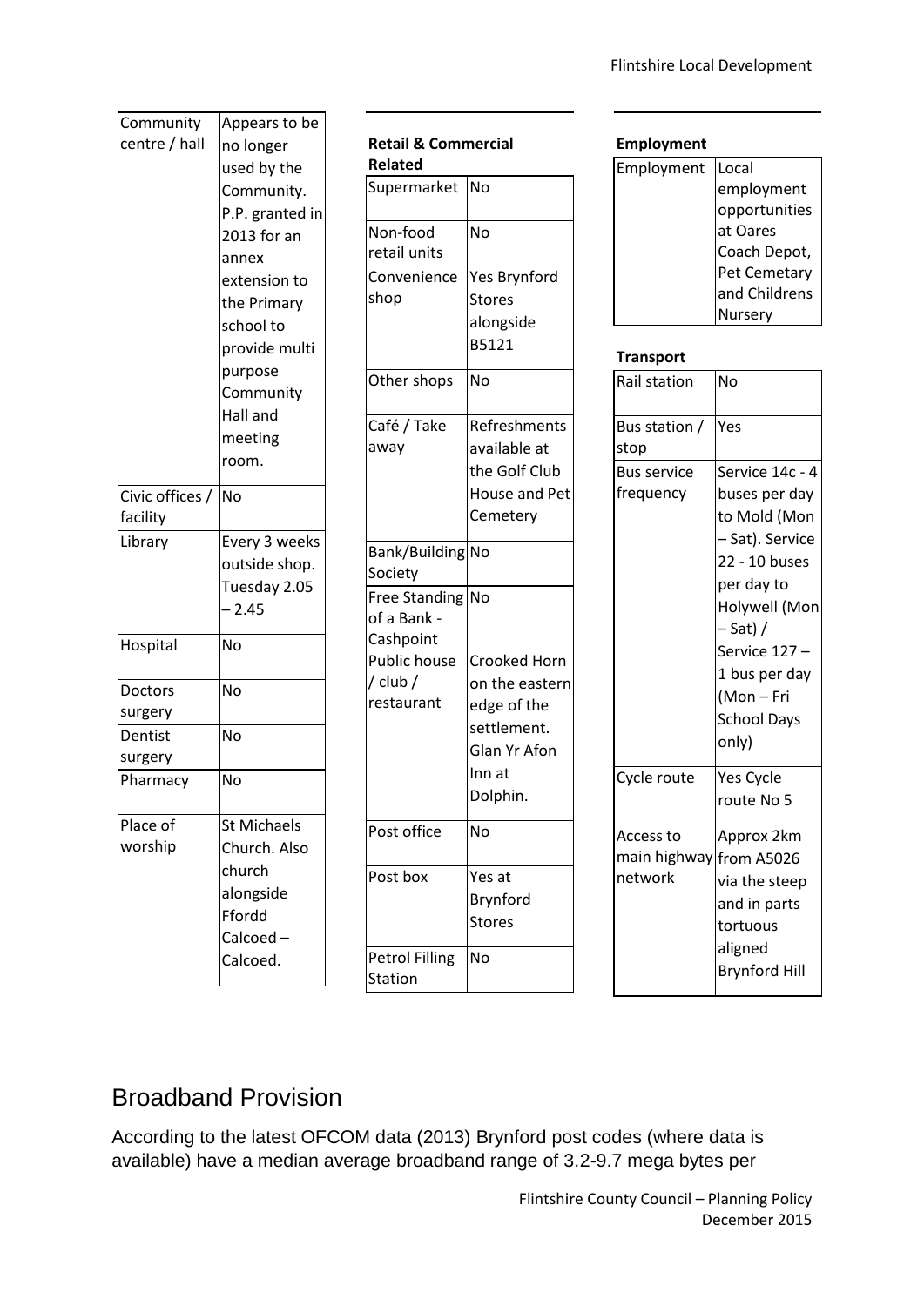| Community centre / hall | Appears to be no longer used by the Community. P.P. granted in 2013 for an annex extension to the Primary school to provide multi purpose Community Hall and meeting room. |
| --- | --- |
| Civic offices / facility | No |
| Library | Every 3 weeks outside shop. Tuesday 2.05 – 2.45 |
| Hospital | No |
| Doctors surgery | No |
| Dentist surgery | No |
| Pharmacy | No |
| Place of worship | St Michaels Church. Also church alongside Ffordd Calcoed – Calcoed. |

**Retail & Commercial Related**

| Supermarket | No |
| --- | --- |
| Non-food retail units | No |
| Convenience shop | Yes Brynford Stores alongside B5121 |
| Other shops | No |
| Café / Take away | Refreshments available at the Golf Club House and Pet Cemetery |
| Bank/Building Society | No |
| Free Standing of a Bank - Cashpoint | No |
| Public house / club / restaurant | Crooked Horn on the eastern edge of the settlement. Glan Yr Afon Inn at Dolphin. |
| Post office | No |
| Post box | Yes at Brynford Stores |
| Petrol Filling Station | No |

**Employment**

| Employment | Local employment opportunities at Oares Coach Depot, Pet Cemetary and Childrens Nursery |
| --- | --- |

**Transport**

| Rail station | No |
| --- | --- |
| Bus station / stop | Yes |
| Bus service frequency | Service 14c - 4 buses per day to Mold (Mon – Sat). Service 22 - 10 buses per day to Holywell (Mon – Sat) / Service 127 – 1 bus per day (Mon – Fri School Days only) |
| Cycle route | Yes Cycle route No 5 |
| Access to main highway network | Approx 2km from A5026 via the steep and in parts tortuous aligned Brynford Hill |

## Broadband Provision

According to the latest OFCOM data (2013) Brynford post codes (where data is available) have a median average broadband range of 3.2-9.7 mega bytes per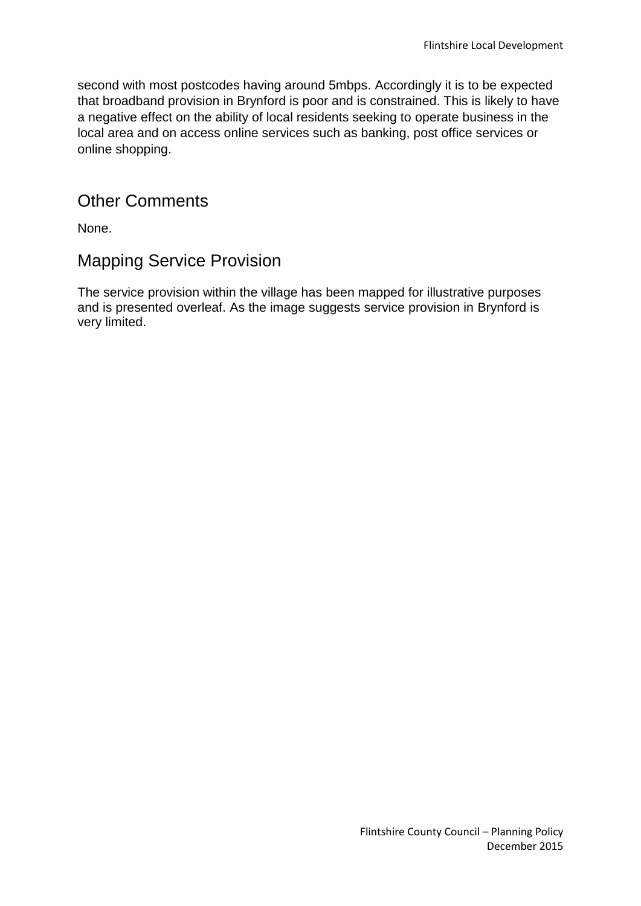second with most postcodes having around 5mbps. Accordingly it is to be expected that broadband provision in Brynford is poor and is constrained. This is likely to have a negative effect on the ability of local residents seeking to operate business in the local area and on access online services such as banking, post office services or online shopping.

## Other Comments

None.

## Mapping Service Provision

The service provision within the village has been mapped for illustrative purposes and is presented overleaf. As the image suggests service provision in Brynford is very limited.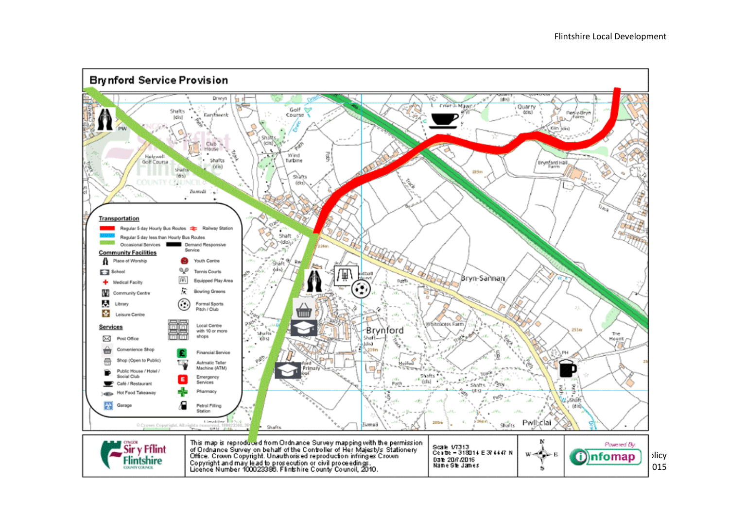# Brynford Service Provision

**Transportation**

- Regular 5 day Hourly Bus Routes
- Regular 5 day less than Hourly Bus Routes
- Occasional Services
- Railway Station
- Demand Responsive Service

**Community Facilities**

- Place of Worship
- School
- Medical Facilty
- Community Centre
- Library
- Leisure Centre
- Youth Centre
- Tennis Courts
- Equipped Play Area
- Bowling Greens
- Formal Sports Pitch / Club

**Services**

- Post Office
- Convenience Shop
- Shop (Open to Public)
- Public House / Hotel / Social Club
- Café / Restaurant
- Hot Food Takeaway
- Garage
- Local Centre with 10 or more shops
- Financial Service
- Automatic Teller Machine (ATM)
- Emergency Services
- Pharmacy
- Petrol Filling Station

Brynford

Bryn-Sannan

Pwll-clai

This map is reproduced from Ordnance Survey mapping with the permission of Ordnance Survey on behalf of the Controller of Her Majesty's Stationery Office. Crown Copyright. Unauthorised reproduction infringes Crown Copyright and may lead to prosecution or civil proceedings. Licence Number 100023386. Flintshire County Council, 2010.

Scale 1/7313
Centre = 318014 E 374447 N
Date 20/7/2015
Name Ste James

Powered By infomap